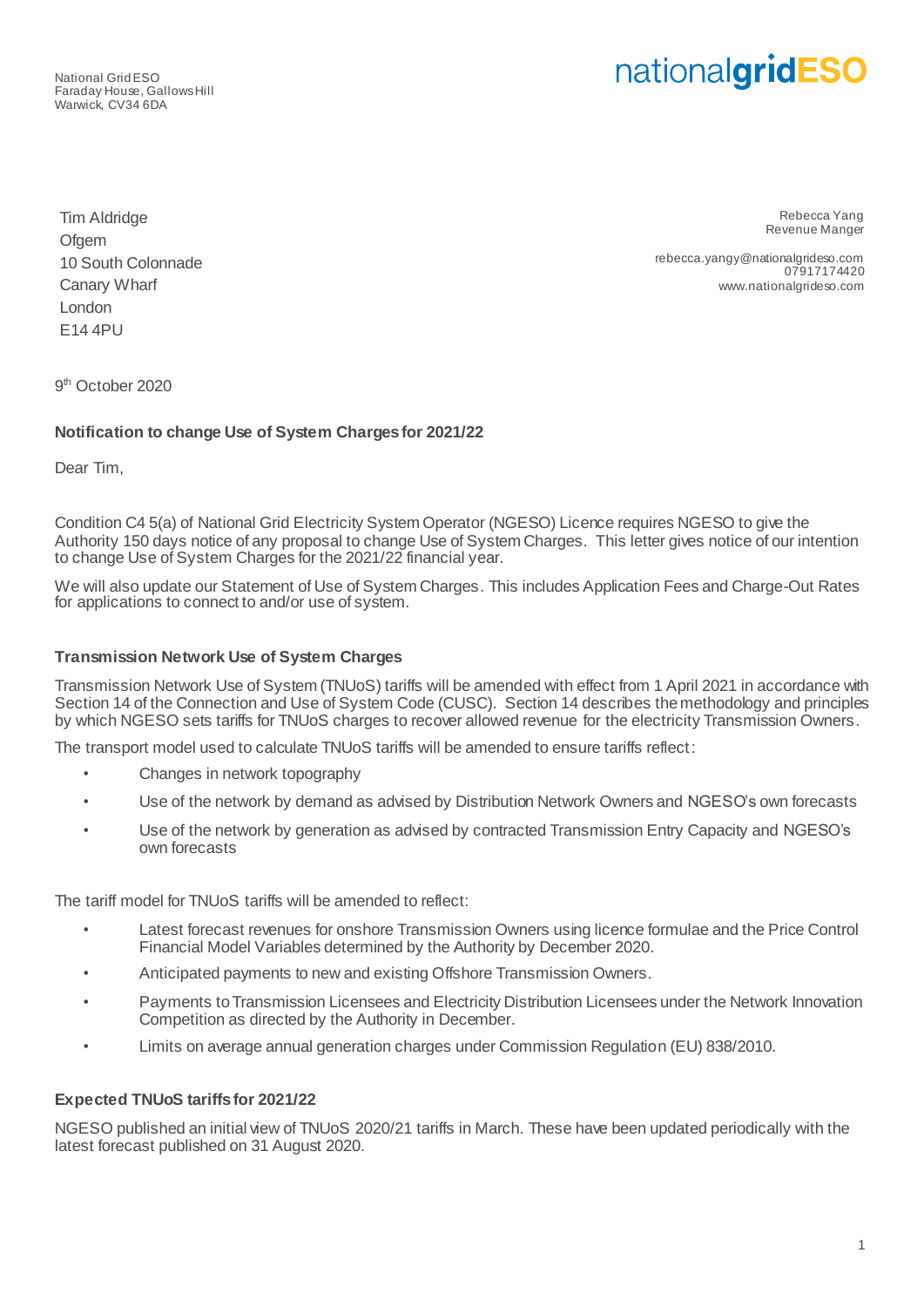National Grid ESO
Faraday House, Gallows Hill
Warwick, CV34 6DA

nationalgridESO

Tim Aldridge
Ofgem
10 South Colonnade
Canary Wharf
London
E14 4PU

Rebecca Yang
Revenue Manger

rebecca.yangy@nationalgrideso.com
07917174420
www.nationalgrideso.com

9th October 2020

**Notification to change Use of System Charges for 2021/22**

Dear Tim,

Condition C4 5(a) of National Grid Electricity System Operator (NGESO) Licence requires NGESO to give the Authority 150 days notice of any proposal to change Use of System Charges. This letter gives notice of our intention to change Use of System Charges for the 2021/22 financial year.

We will also update our Statement of Use of System Charges. This includes Application Fees and Charge-Out Rates for applications to connect to and/or use of system.

**Transmission Network Use of System Charges**

Transmission Network Use of System (TNUoS) tariffs will be amended with effect from 1 April 2021 in accordance with Section 14 of the Connection and Use of System Code (CUSC). Section 14 describes the methodology and principles by which NGESO sets tariffs for TNUoS charges to recover allowed revenue for the electricity Transmission Owners.

The transport model used to calculate TNUoS tariffs will be amended to ensure tariffs reflect:

- Changes in network topography
- Use of the network by demand as advised by Distribution Network Owners and NGESO's own forecasts
- Use of the network by generation as advised by contracted Transmission Entry Capacity and NGESO's own forecasts

The tariff model for TNUoS tariffs will be amended to reflect:

- Latest forecast revenues for onshore Transmission Owners using licence formulae and the Price Control Financial Model Variables determined by the Authority by December 2020.
- Anticipated payments to new and existing Offshore Transmission Owners.
- Payments to Transmission Licensees and Electricity Distribution Licensees under the Network Innovation Competition as directed by the Authority in December.
- Limits on average annual generation charges under Commission Regulation (EU) 838/2010.

**Expected TNUoS tariffs for 2021/22**

NGESO published an initial view of TNUoS 2020/21 tariffs in March. These have been updated periodically with the latest forecast published on 31 August 2020.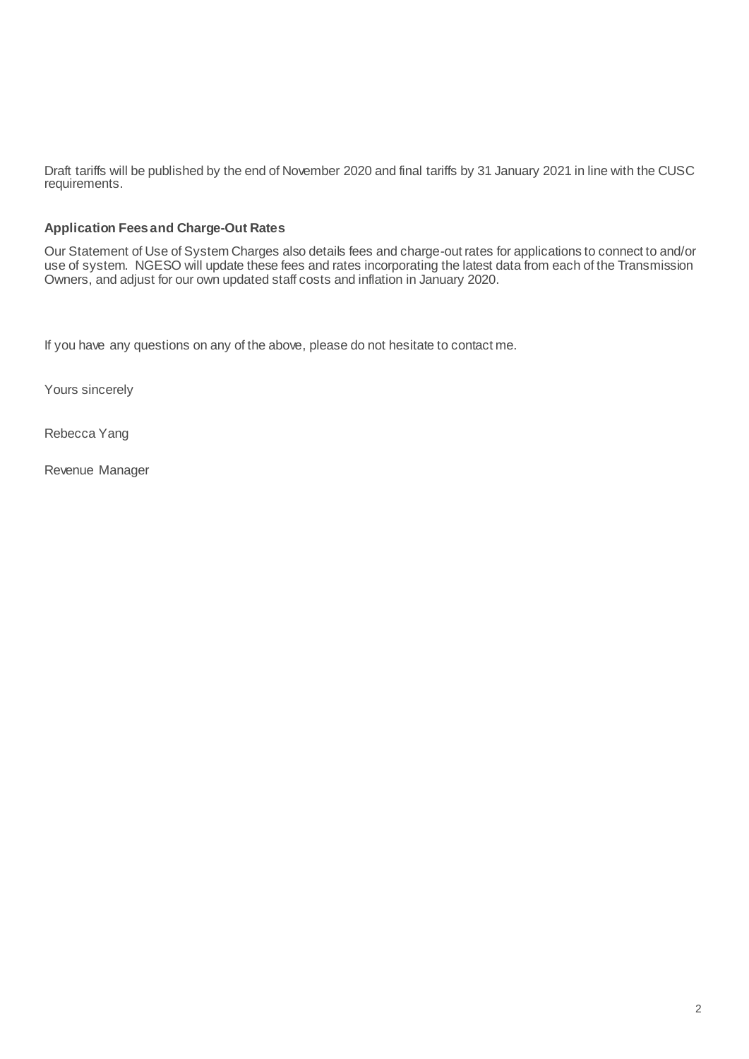Draft tariffs will be published by the end of November 2020 and final tariffs by 31 January 2021 in line with the CUSC requirements.

**Application Fees and Charge-Out Rates**

Our Statement of Use of System Charges also details fees and charge-out rates for applications to connect to and/or use of system. NGESO will update these fees and rates incorporating the latest data from each of the Transmission Owners, and adjust for our own updated staff costs and inflation in January 2020.

If you have any questions on any of the above, please do not hesitate to contact me.

Yours sincerely

Rebecca Yang

Revenue Manager